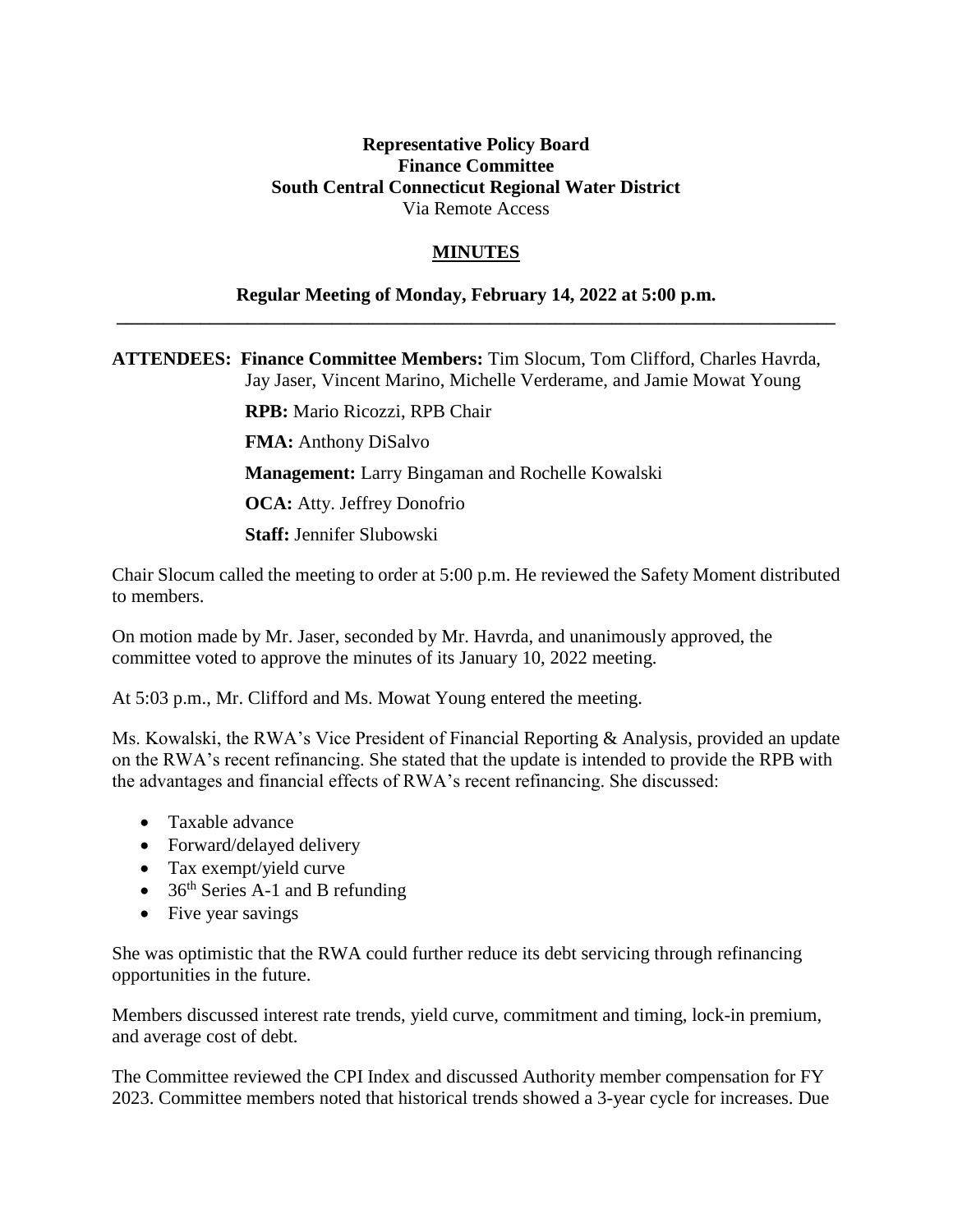**Representative Policy Board**
**Finance Committee**
**South Central Connecticut Regional Water District**
Via Remote Access

**MINUTES**

**Regular Meeting of Monday, February 14, 2022 at 5:00 p.m.**

---

**ATTENDEES:** **Finance Committee Members:** Tim Slocum, Tom Clifford, Charles Havrda, Jay Jaser, Vincent Marino, Michelle Verderame, and Jamie Mowat Young

**RPB:** Mario Ricozzi, RPB Chair

**FMA:** Anthony DiSalvo

**Management:** Larry Bingaman and Rochelle Kowalski

**OCA:** Atty. Jeffrey Donofrio

**Staff:** Jennifer Slubowski

Chair Slocum called the meeting to order at 5:00 p.m. He reviewed the Safety Moment distributed to members.

On motion made by Mr. Jaser, seconded by Mr. Havrda, and unanimously approved, the committee voted to approve the minutes of its January 10, 2022 meeting.

At 5:03 p.m., Mr. Clifford and Ms. Mowat Young entered the meeting.

Ms. Kowalski, the RWA's Vice President of Financial Reporting & Analysis, provided an update on the RWA's recent refinancing. She stated that the update is intended to provide the RPB with the advantages and financial effects of RWA's recent refinancing. She discussed:

- Taxable advance
- Forward/delayed delivery
- Tax exempt/yield curve
- 36th Series A-1 and B refunding
- Five year savings

She was optimistic that the RWA could further reduce its debt servicing through refinancing opportunities in the future.

Members discussed interest rate trends, yield curve, commitment and timing, lock-in premium, and average cost of debt.

The Committee reviewed the CPI Index and discussed Authority member compensation for FY 2023. Committee members noted that historical trends showed a 3-year cycle for increases. Due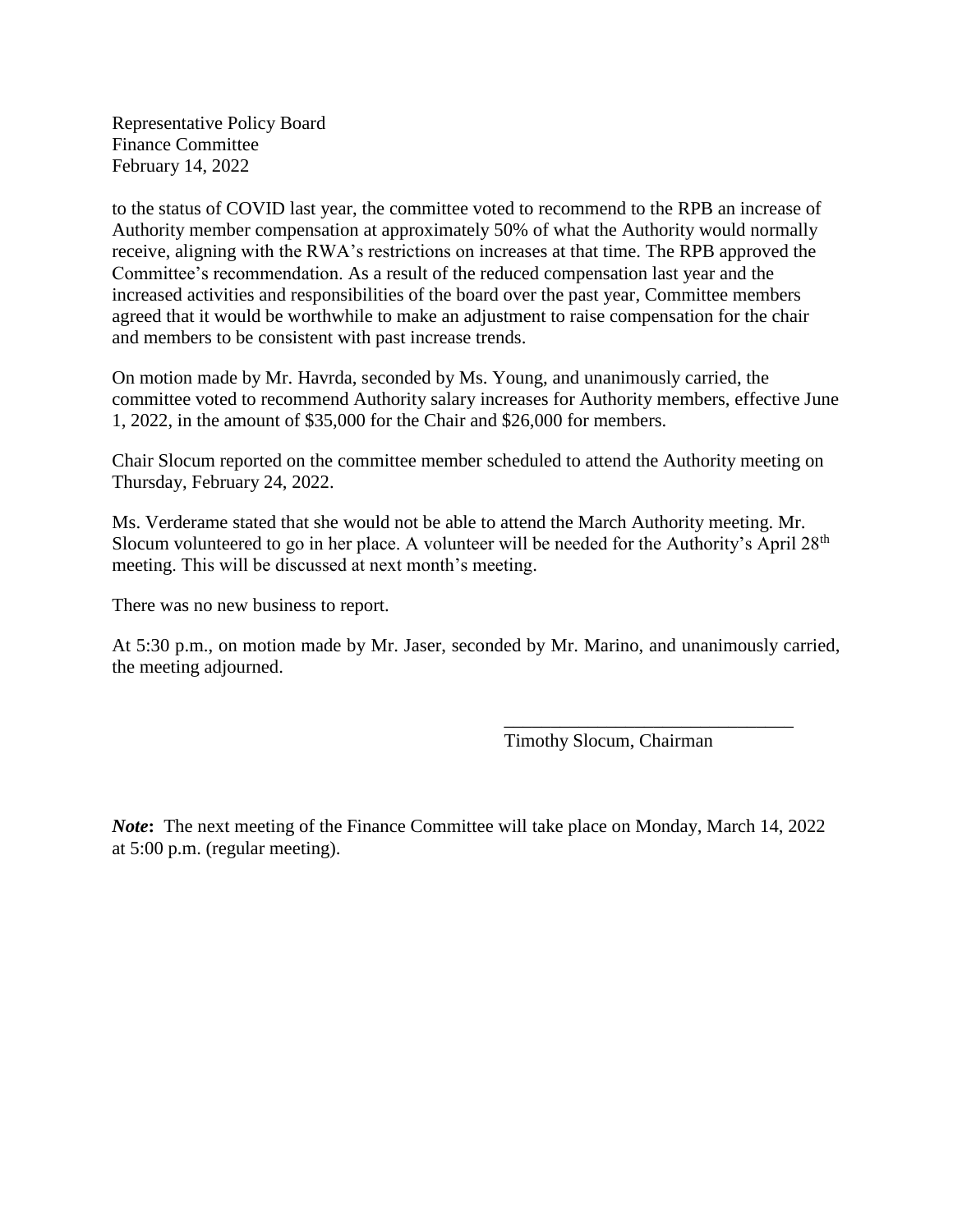to the status of COVID last year, the committee voted to recommend to the RPB an increase of Authority member compensation at approximately 50% of what the Authority would normally receive, aligning with the RWA's restrictions on increases at that time. The RPB approved the Committee's recommendation. As a result of the reduced compensation last year and the increased activities and responsibilities of the board over the past year, Committee members agreed that it would be worthwhile to make an adjustment to raise compensation for the chair and members to be consistent with past increase trends.

On motion made by Mr. Havrda, seconded by Ms. Young, and unanimously carried, the committee voted to recommend Authority salary increases for Authority members, effective June 1, 2022, in the amount of $35,000 for the Chair and $26,000 for members.

Chair Slocum reported on the committee member scheduled to attend the Authority meeting on Thursday, February 24, 2022.

Ms. Verderame stated that she would not be able to attend the March Authority meeting. Mr. Slocum volunteered to go in her place. A volunteer will be needed for the Authority's April 28th meeting. This will be discussed at next month's meeting.

There was no new business to report.

At 5:30 p.m., on motion made by Mr. Jaser, seconded by Mr. Marino, and unanimously carried, the meeting adjourned.

\_\_\_\_\_\_\_\_\_\_\_\_\_\_\_\_\_\_\_\_\_\_\_\_\_\_\_\_\_\_\_\_

Timothy Slocum, Chairman

***Note*:** The next meeting of the Finance Committee will take place on Monday, March 14, 2022 at 5:00 p.m. (regular meeting).